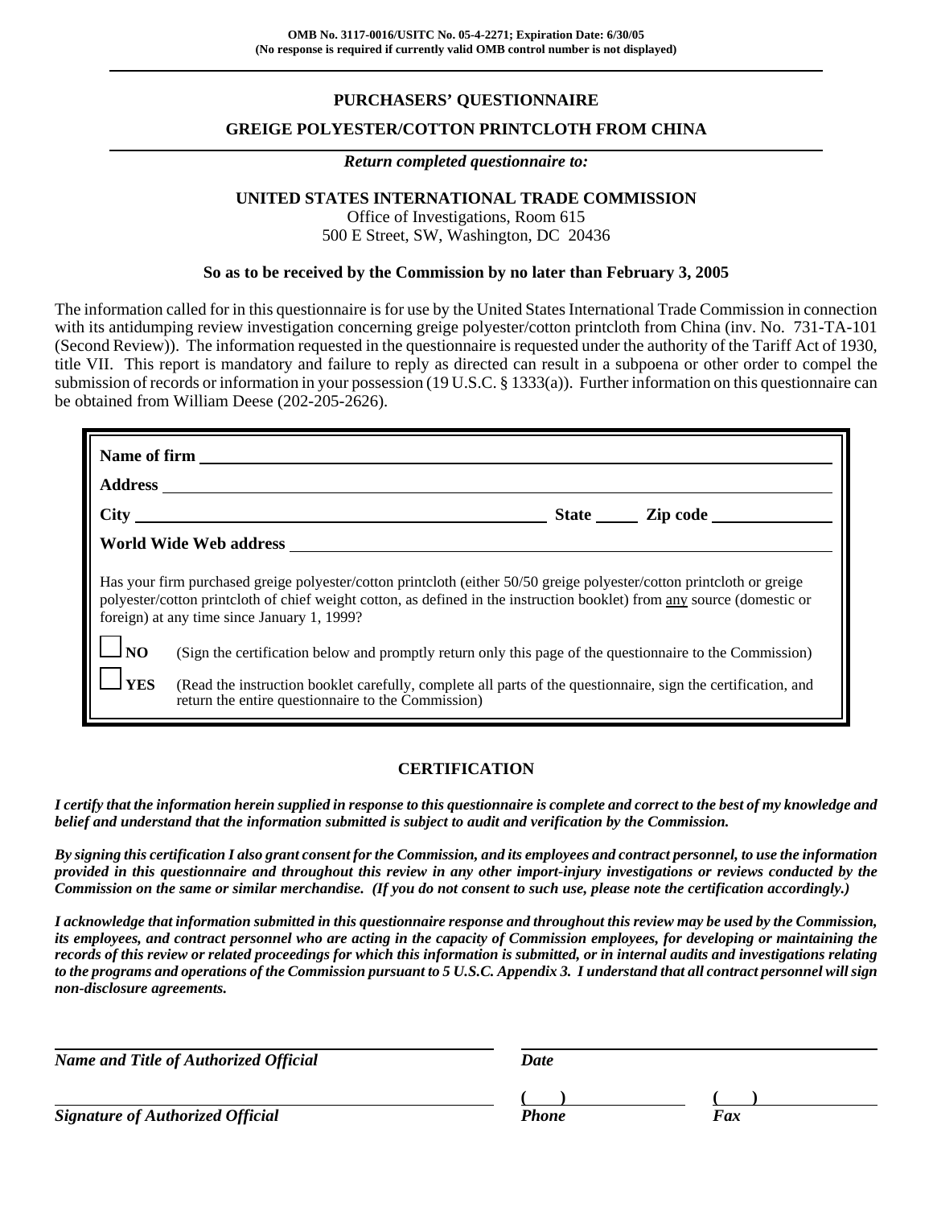**OMB No. 3117-0016/USITC No. 05-4-2271; Expiration Date: 6/30/05**
**(No response is required if currently valid OMB control number is not displayed)**

# PURCHASERS' QUESTIONNAIRE

## GREIGE POLYESTER/COTTON PRINTCLOTH FROM CHINA

***Return completed questionnaire to:***

**UNITED STATES INTERNATIONAL TRADE COMMISSION**
Office of Investigations, Room 615
500 E Street, SW, Washington, DC 20436

**So as to be received by the Commission by no later than February 3, 2005**

The information called for in this questionnaire is for use by the United States International Trade Commission in connection with its antidumping review investigation concerning greige polyester/cotton printcloth from China (inv. No. 731-TA-101 (Second Review)). The information requested in the questionnaire is requested under the authority of the Tariff Act of 1930, title VII. This report is mandatory and failure to reply as directed can result in a subpoena or other order to compel the submission of records or information in your possession (19 U.S.C. § 1333(a)). Further information on this questionnaire can be obtained from William Deese (202-205-2626).

**Name of firm** ______________________________

**Address** ______________________________

**City** ______________________ **State** _____ **Zip code** ____________

**World Wide Web address** ______________________________

Has your firm purchased greige polyester/cotton printcloth (either 50/50 greige polyester/cotton printcloth or greige polyester/cotton printcloth of chief weight cotton, as defined in the instruction booklet) from any source (domestic or foreign) at any time since January 1, 1999?

☐ **NO** (Sign the certification below and promptly return only this page of the questionnaire to the Commission)

☐ **YES** (Read the instruction booklet carefully, complete all parts of the questionnaire, sign the certification, and return the entire questionnaire to the Commission)

## CERTIFICATION

***I certify that the information herein supplied in response to this questionnaire is complete and correct to the best of my knowledge and belief and understand that the information submitted is subject to audit and verification by the Commission.***

***By signing this certification I also grant consent for the Commission, and its employees and contract personnel, to use the information provided in this questionnaire and throughout this review in any other import-injury investigations or reviews conducted by the Commission on the same or similar merchandise. (If you do not consent to such use, please note the certification accordingly.)***

***I acknowledge that information submitted in this questionnaire response and throughout this review may be used by the Commission, its employees, and contract personnel who are acting in the capacity of Commission employees, for developing or maintaining the records of this review or related proceedings for which this information is submitted, or in internal audits and investigations relating to the programs and operations of the Commission pursuant to 5 U.S.C. Appendix 3. I understand that all contract personnel will sign non-disclosure agreements.***

______________________________ ______________________________
***Name and Title of Authorized Official*** ***Date***

______________________________ ( ) ____________ ( ) ____________
***Signature of Authorized Official*** ***Phone*** ***Fax***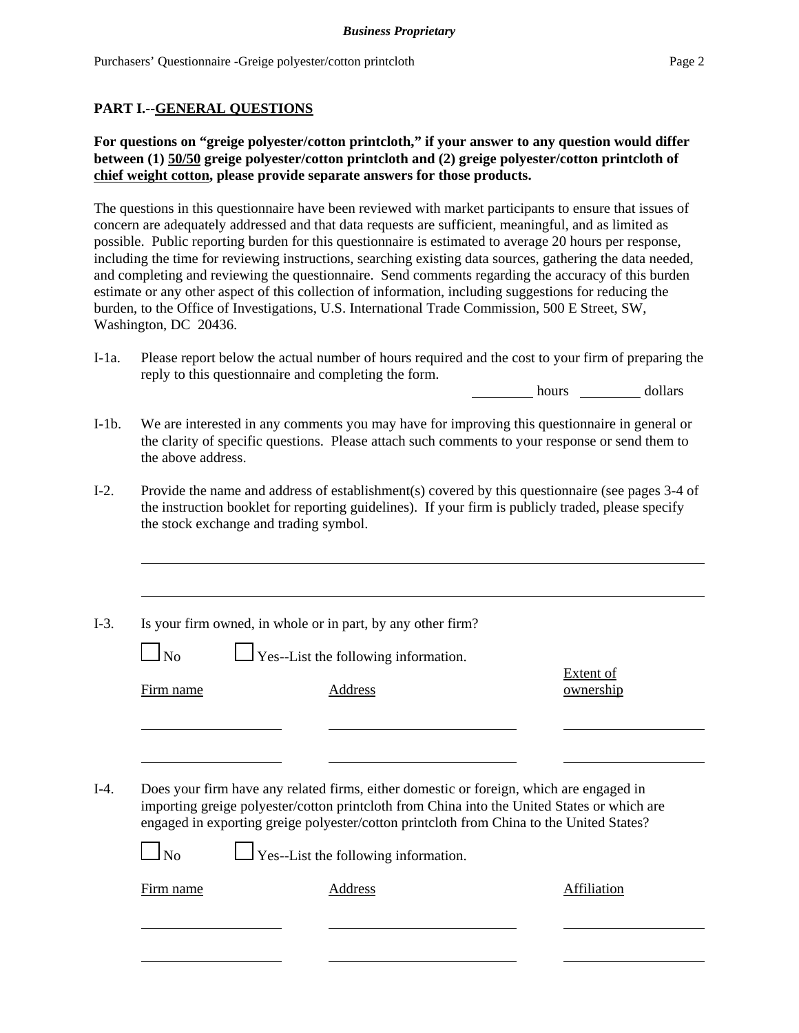## PART I.--GENERAL QUESTIONS

**For questions on "greige polyester/cotton printcloth," if your answer to any question would differ between (1) 50/50 greige polyester/cotton printcloth and (2) greige polyester/cotton printcloth of chief weight cotton, please provide separate answers for those products.**

The questions in this questionnaire have been reviewed with market participants to ensure that issues of concern are adequately addressed and that data requests are sufficient, meaningful, and as limited as possible. Public reporting burden for this questionnaire is estimated to average 20 hours per response, including the time for reviewing instructions, searching existing data sources, gathering the data needed, and completing and reviewing the questionnaire. Send comments regarding the accuracy of this burden estimate or any other aspect of this collection of information, including suggestions for reducing the burden, to the Office of Investigations, U.S. International Trade Commission, 500 E Street, SW, Washington, DC 20436.

I-1a. Please report below the actual number of hours required and the cost to your firm of preparing the reply to this questionnaire and completing the form.

________ hours ________ dollars

I-1b. We are interested in any comments you may have for improving this questionnaire in general or the clarity of specific questions. Please attach such comments to your response or send them to the above address.

I-2. Provide the name and address of establishment(s) covered by this questionnaire (see pages 3-4 of the instruction booklet for reporting guidelines). If your firm is publicly traded, please specify the stock exchange and trading symbol.

______________________________________________________________

______________________________________________________________

I-3. Is your firm owned, in whole or in part, by any other firm?

☐ No ☐ Yes--List the following information.

| Firm name | Address | Extent of ownership |
|---|---|---|
| | | |
| | | |

I-4. Does your firm have any related firms, either domestic or foreign, which are engaged in importing greige polyester/cotton printcloth from China into the United States or which are engaged in exporting greige polyester/cotton printcloth from China to the United States?

☐ No ☐ Yes--List the following information.

| Firm name | Address | Affiliation |
|---|---|---|
| | | |
| | | |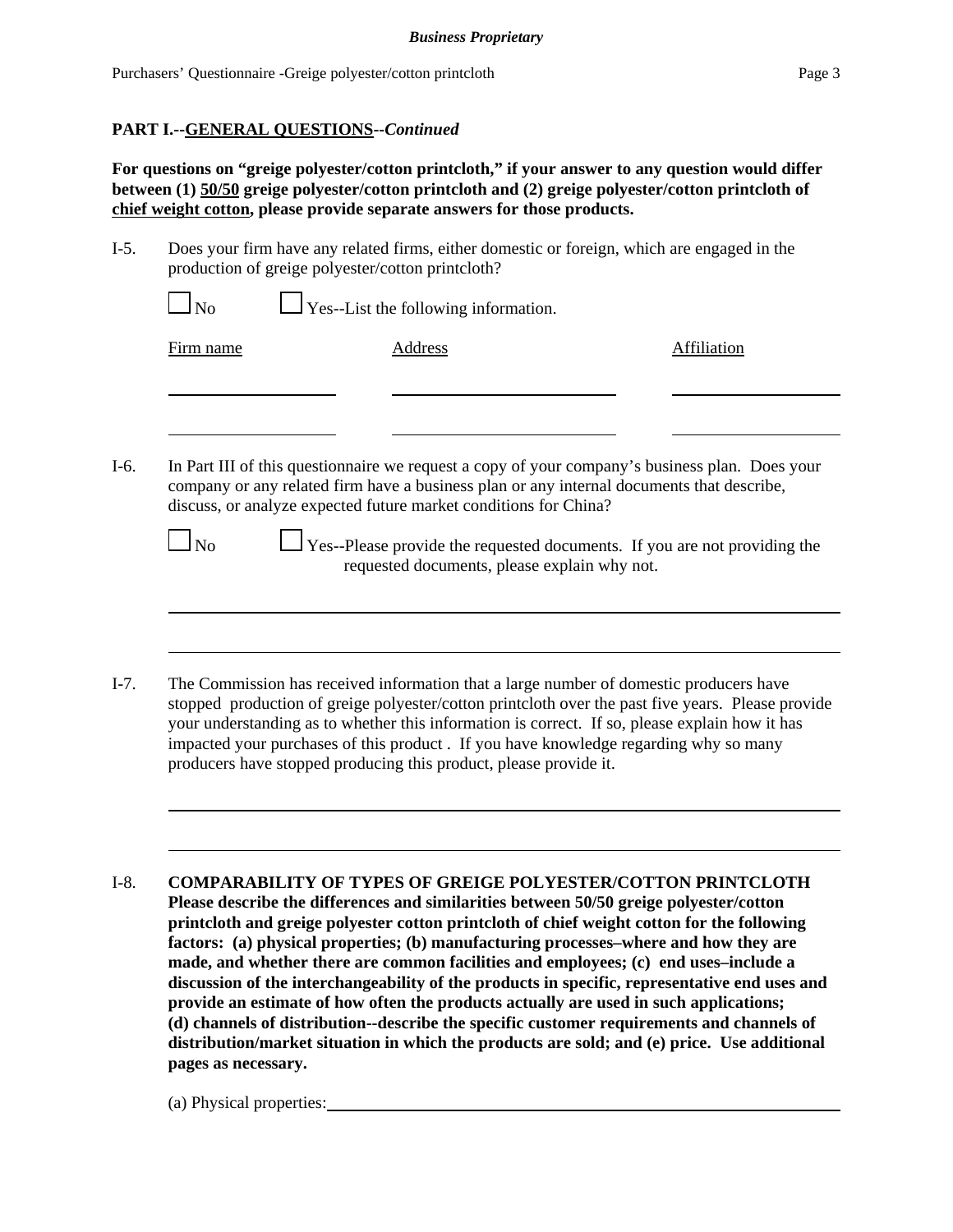**PART I.--GENERAL QUESTIONS--*Continued***

**For questions on "greige polyester/cotton printcloth," if your answer to any question would differ between (1) 50/50 greige polyester/cotton printcloth and (2) greige polyester/cotton printcloth of chief weight cotton, please provide separate answers for those products.**

I-5. Does your firm have any related firms, either domestic or foreign, which are engaged in the production of greige polyester/cotton printcloth?

☐ No ☐ Yes--List the following information.

| Firm name | Address | Affiliation |
| --- | --- | --- |
| | | |
| | | |

I-6. In Part III of this questionnaire we request a copy of your company's business plan. Does your company or any related firm have a business plan or any internal documents that describe, discuss, or analyze expected future market conditions for China?

☐ No ☐ Yes--Please provide the requested documents. If you are not providing the requested documents, please explain why not.

______________________________________________________________________

______________________________________________________________________

I-7. The Commission has received information that a large number of domestic producers have stopped production of greige polyester/cotton printcloth over the past five years. Please provide your understanding as to whether this information is correct. If so, please explain how it has impacted your purchases of this product . If you have knowledge regarding why so many producers have stopped producing this product, please provide it.

______________________________________________________________________

______________________________________________________________________

I-8. **COMPARABILITY OF TYPES OF GREIGE POLYESTER/COTTON PRINTCLOTH Please describe the differences and similarities between 50/50 greige polyester/cotton printcloth and greige polyester cotton printcloth of chief weight cotton for the following factors: (a) physical properties; (b) manufacturing processes–where and how they are made, and whether there are common facilities and employees; (c) end uses–include a discussion of the interchangeability of the products in specific, representative end uses and provide an estimate of how often the products actually are used in such applications; (d) channels of distribution--describe the specific customer requirements and channels of distribution/market situation in which the products are sold; and (e) price. Use additional pages as necessary.**

(a) Physical properties:______________________________________________________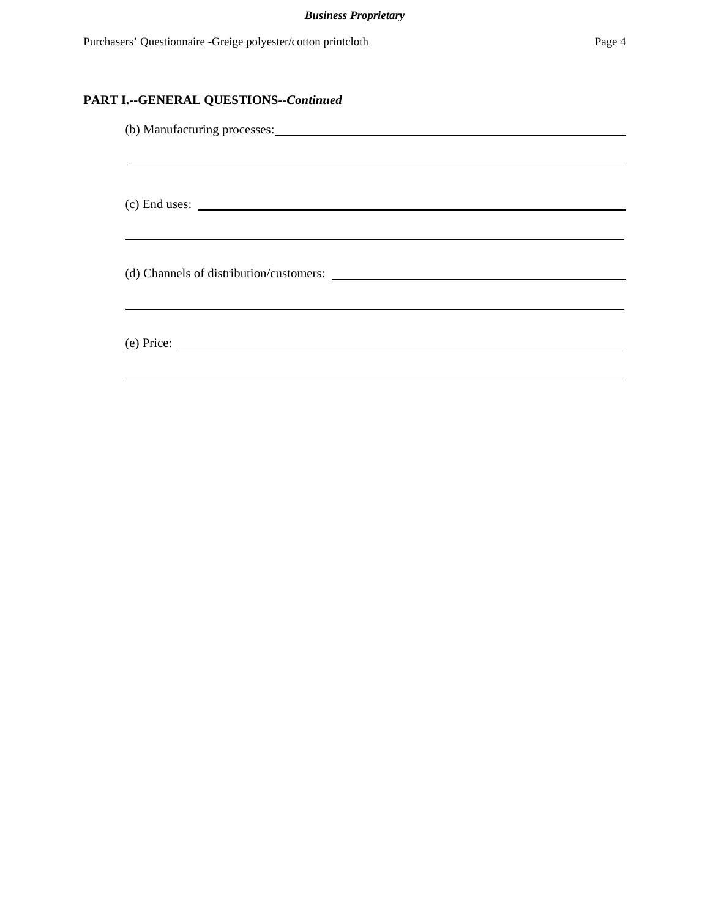**PART I.--GENERAL QUESTIONS--*Continued***

(b) Manufacturing processes: ______________________________________________

_________________________________________________________________

(c) End uses: _____________________________________________________

_________________________________________________________________

(d) Channels of distribution/customers: ________________________________

_________________________________________________________________

(e) Price: ________________________________________________________

_________________________________________________________________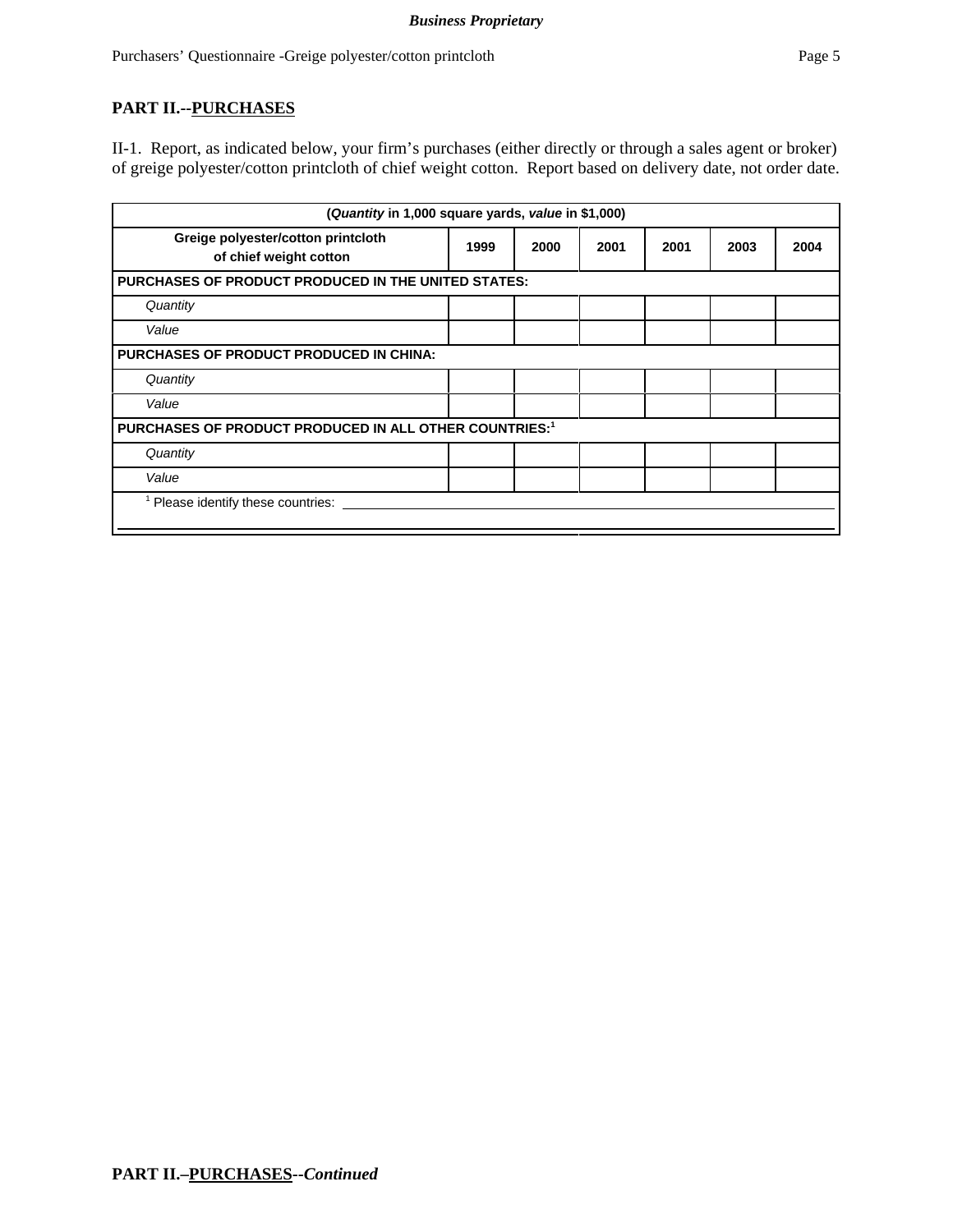*Business Proprietary*

## PART II.--PURCHASES

II-1. Report, as indicated below, your firm's purchases (either directly or through a sales agent or broker) of greige polyester/cotton printcloth of chief weight cotton. Report based on delivery date, not order date.

| (*Quantity* in 1,000 square yards, *value* in $1,000) | | | | | | |
|---|---|---|---|---|---|---|
| Greige polyester/cotton printcloth of chief weight cotton | 1999 | 2000 | 2001 | 2001 | 2003 | 2004 |
| **PURCHASES OF PRODUCT PRODUCED IN THE UNITED STATES:** | | | | | | |
| *Quantity* | | | | | | |
| *Value* | | | | | | |
| **PURCHASES OF PRODUCT PRODUCED IN CHINA:** | | | | | | |
| *Quantity* | | | | | | |
| *Value* | | | | | | |
| **PURCHASES OF PRODUCT PRODUCED IN ALL OTHER COUNTRIES:**[1] | | | | | | |
| *Quantity* | | | | | | |
| *Value* | | | | | | |
| [1] Please identify these countries: ______________________________ | | | | | | |

## PART II.–PURCHASES--*Continued*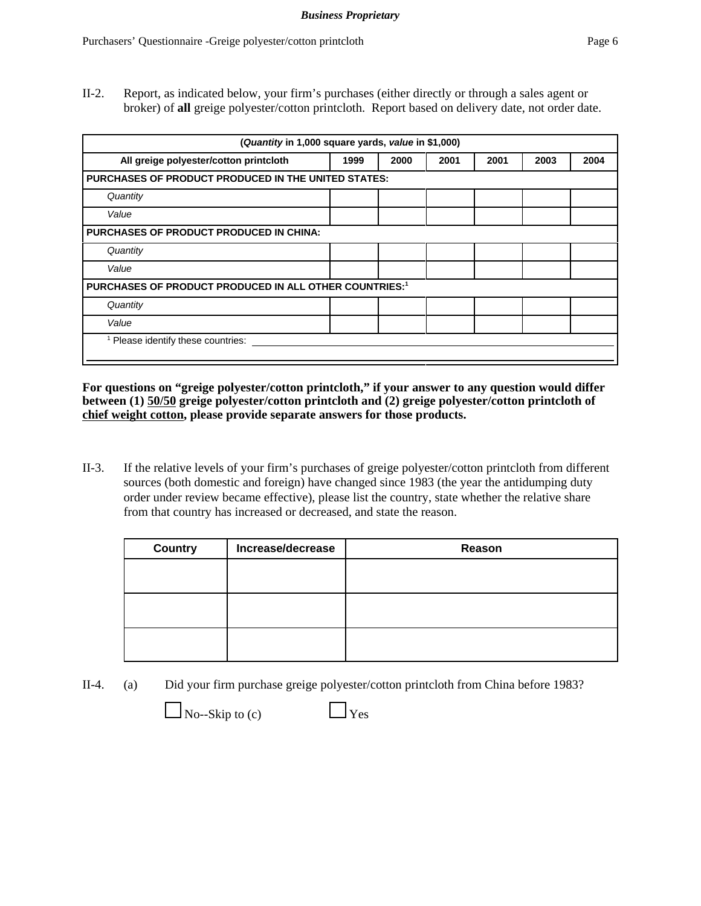II-2. Report, as indicated below, your firm's purchases (either directly or through a sales agent or broker) of **all** greige polyester/cotton printcloth. Report based on delivery date, not order date.

| (*Quantity* in 1,000 square yards, *value* in $1,000) | | | | | | |
|---|---|---|---|---|---|---|
| **All greige polyester/cotton printcloth** | **1999** | **2000** | **2001** | **2001** | **2003** | **2004** |
| **PURCHASES OF PRODUCT PRODUCED IN THE UNITED STATES:** | | | | | | |
| *Quantity* | | | | | | |
| *Value* | | | | | | |
| **PURCHASES OF PRODUCT PRODUCED IN CHINA:** | | | | | | |
| *Quantity* | | | | | | |
| *Value* | | | | | | |
| **PURCHASES OF PRODUCT PRODUCED IN ALL OTHER COUNTRIES:**[1] | | | | | | |
| *Quantity* | | | | | | |
| *Value* | | | | | | |
| [1] Please identify these countries: | | | | | | |

**For questions on "greige polyester/cotton printcloth," if your answer to any question would differ between (1) 50/50 greige polyester/cotton printcloth and (2) greige polyester/cotton printcloth of chief weight cotton, please provide separate answers for those products.**

II-3. If the relative levels of your firm's purchases of greige polyester/cotton printcloth from different sources (both domestic and foreign) have changed since 1983 (the year the antidumping duty order under review became effective), please list the country, state whether the relative share from that country has increased or decreased, and state the reason.

| Country | Increase/decrease | Reason |
|---|---|---|
| | | |
| | | |
| | | |

II-4. (a) Did your firm purchase greige polyester/cotton printcloth from China before 1983?

☐ No--Skip to (c) ☐ Yes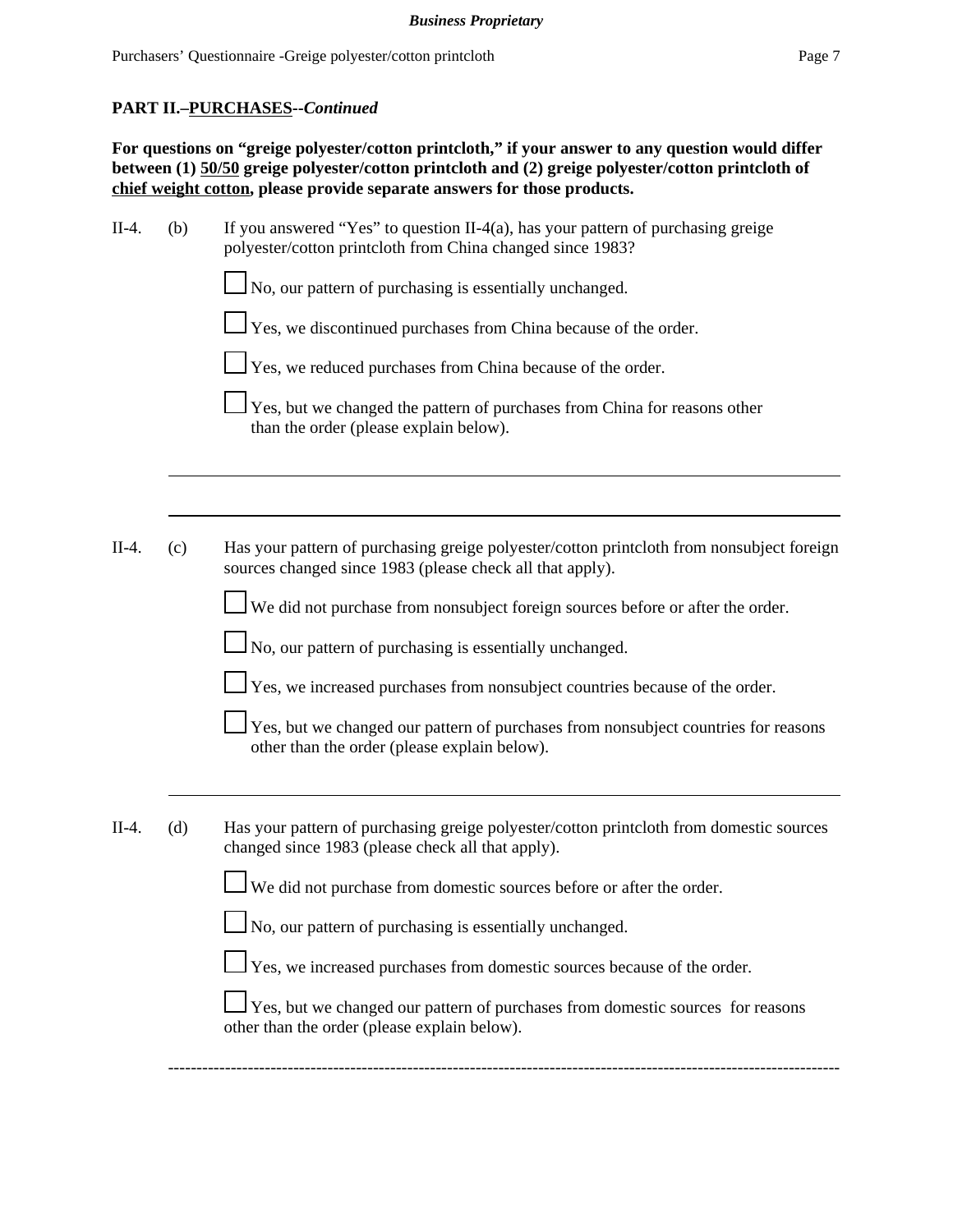**PART II.–PURCHASES--*Continued***

**For questions on "greige polyester/cotton printcloth," if your answer to any question would differ between (1) 50/50 greige polyester/cotton printcloth and (2) greige polyester/cotton printcloth of chief weight cotton, please provide separate answers for those products.**

II-4. (b) If you answered "Yes" to question II-4(a), has your pattern of purchasing greige polyester/cotton printcloth from China changed since 1983?

☐ No, our pattern of purchasing is essentially unchanged.

☐ Yes, we discontinued purchases from China because of the order.

☐ Yes, we reduced purchases from China because of the order.

☐ Yes, but we changed the pattern of purchases from China for reasons other than the order (please explain below).

---

---

II-4. (c) Has your pattern of purchasing greige polyester/cotton printcloth from nonsubject foreign sources changed since 1983 (please check all that apply).

☐ We did not purchase from nonsubject foreign sources before or after the order.

☐ No, our pattern of purchasing is essentially unchanged.

☐ Yes, we increased purchases from nonsubject countries because of the order.

☐ Yes, but we changed our pattern of purchases from nonsubject countries for reasons other than the order (please explain below).

---

II-4. (d) Has your pattern of purchasing greige polyester/cotton printcloth from domestic sources changed since 1983 (please check all that apply).

☐ We did not purchase from domestic sources before or after the order.

☐ No, our pattern of purchasing is essentially unchanged.

☐ Yes, we increased purchases from domestic sources because of the order.

☐ Yes, but we changed our pattern of purchases from domestic sources for reasons other than the order (please explain below).

---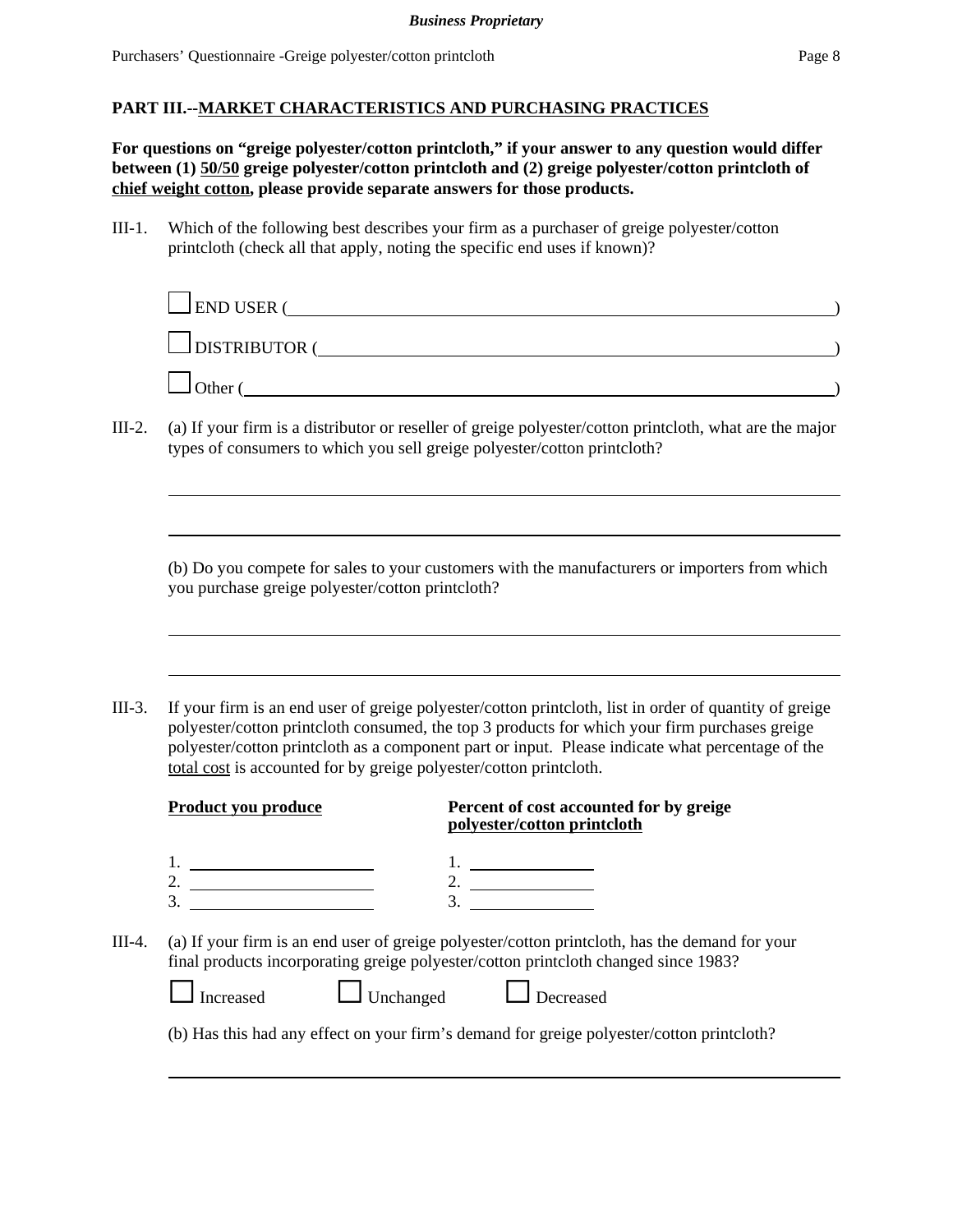## PART III.--MARKET CHARACTERISTICS AND PURCHASING PRACTICES

**For questions on "greige polyester/cotton printcloth," if your answer to any question would differ between (1) 50/50 greige polyester/cotton printcloth and (2) greige polyester/cotton printcloth of chief weight cotton, please provide separate answers for those products.**

III-1. Which of the following best describes your firm as a purchaser of greige polyester/cotton printcloth (check all that apply, noting the specific end uses if known)?

☐ END USER (\_\_\_\_\_\_\_\_\_\_\_\_\_\_\_\_\_\_\_\_\_\_\_\_\_\_\_\_\_\_\_\_\_\_\_\_\_\_\_\_)

☐ DISTRIBUTOR (\_\_\_\_\_\_\_\_\_\_\_\_\_\_\_\_\_\_\_\_\_\_\_\_\_\_\_\_\_\_\_\_\_\_\_\_\_\_\_\_)

☐ Other (\_\_\_\_\_\_\_\_\_\_\_\_\_\_\_\_\_\_\_\_\_\_\_\_\_\_\_\_\_\_\_\_\_\_\_\_\_\_\_\_)

III-2. (a) If your firm is a distributor or reseller of greige polyester/cotton printcloth, what are the major types of consumers to which you sell greige polyester/cotton printcloth?

\_\_\_\_\_\_\_\_\_\_\_\_\_\_\_\_\_\_\_\_\_\_\_\_\_\_\_\_\_\_\_\_\_\_\_\_\_\_\_\_\_\_\_\_\_\_\_\_\_\_\_\_

\_\_\_\_\_\_\_\_\_\_\_\_\_\_\_\_\_\_\_\_\_\_\_\_\_\_\_\_\_\_\_\_\_\_\_\_\_\_\_\_\_\_\_\_\_\_\_\_\_\_\_\_

(b) Do you compete for sales to your customers with the manufacturers or importers from which you purchase greige polyester/cotton printcloth?

\_\_\_\_\_\_\_\_\_\_\_\_\_\_\_\_\_\_\_\_\_\_\_\_\_\_\_\_\_\_\_\_\_\_\_\_\_\_\_\_\_\_\_\_\_\_\_\_\_\_\_\_

\_\_\_\_\_\_\_\_\_\_\_\_\_\_\_\_\_\_\_\_\_\_\_\_\_\_\_\_\_\_\_\_\_\_\_\_\_\_\_\_\_\_\_\_\_\_\_\_\_\_\_\_

III-3. If your firm is an end user of greige polyester/cotton printcloth, list in order of quantity of greige polyester/cotton printcloth consumed, the top 3 products for which your firm purchases greige polyester/cotton printcloth as a component part or input. Please indicate what percentage of the total cost is accounted for by greige polyester/cotton printcloth.

| **Product you produce** | **Percent of cost accounted for by greige polyester/cotton printcloth** |
|---|---|
| 1. | 1. |
| 2. | 2. |
| 3. | 3. |

III-4. (a) If your firm is an end user of greige polyester/cotton printcloth, has the demand for your final products incorporating greige polyester/cotton printcloth changed since 1983?

☐ Increased ☐ Unchanged ☐ Decreased

(b) Has this had any effect on your firm's demand for greige polyester/cotton printcloth?

\_\_\_\_\_\_\_\_\_\_\_\_\_\_\_\_\_\_\_\_\_\_\_\_\_\_\_\_\_\_\_\_\_\_\_\_\_\_\_\_\_\_\_\_\_\_\_\_\_\_\_\_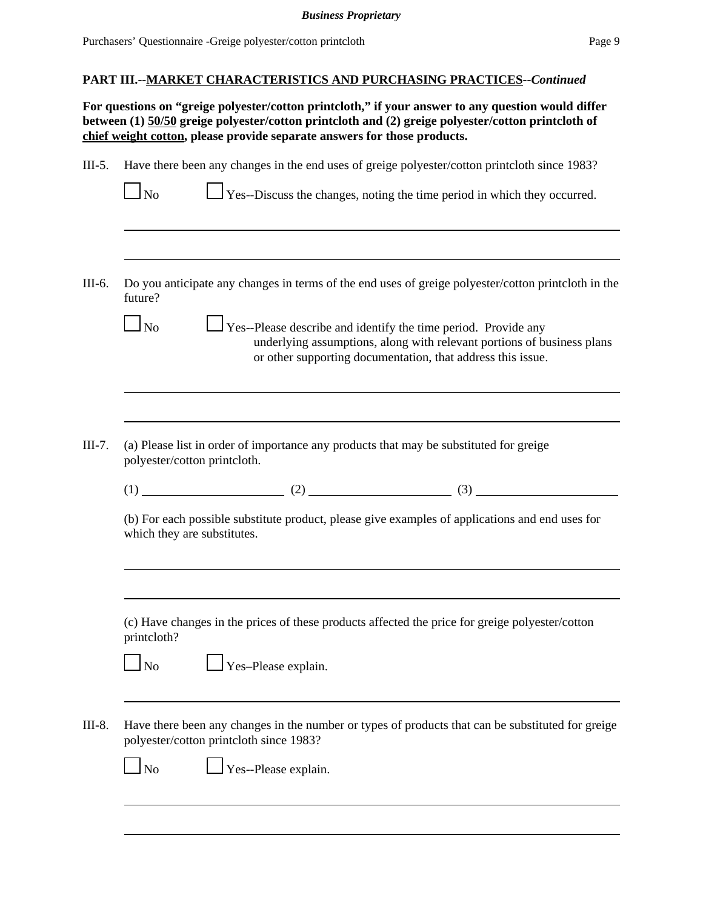**PART III.--MARKET CHARACTERISTICS AND PURCHASING PRACTICES--*Continued***

**For questions on "greige polyester/cotton printcloth," if your answer to any question would differ between (1) 50/50 greige polyester/cotton printcloth and (2) greige polyester/cotton printcloth of chief weight cotton, please provide separate answers for those products.**

III-5. Have there been any changes in the end uses of greige polyester/cotton printcloth since 1983?

☐ No ☐ Yes--Discuss the changes, noting the time period in which they occurred.

______________________________________________________________________________

______________________________________________________________________________

III-6. Do you anticipate any changes in terms of the end uses of greige polyester/cotton printcloth in the future?

☐ No ☐ Yes--Please describe and identify the time period. Provide any underlying assumptions, along with relevant portions of business plans or other supporting documentation, that address this issue.

______________________________________________________________________________

______________________________________________________________________________

III-7. (a) Please list in order of importance any products that may be substituted for greige polyester/cotton printcloth.

(1) ____________________ (2) ____________________ (3) ____________________

(b) For each possible substitute product, please give examples of applications and end uses for which they are substitutes.

______________________________________________________________________________

______________________________________________________________________________

(c) Have changes in the prices of these products affected the price for greige polyester/cotton printcloth?

☐ No ☐ Yes–Please explain.

______________________________________________________________________________

III-8. Have there been any changes in the number or types of products that can be substituted for greige polyester/cotton printcloth since 1983?

☐ No ☐ Yes--Please explain.

______________________________________________________________________________

______________________________________________________________________________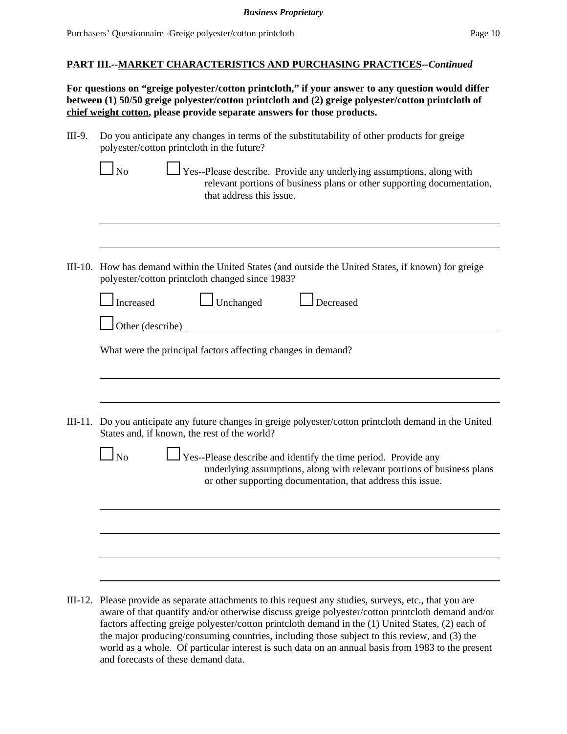## PART III.--MARKET CHARACTERISTICS AND PURCHASING PRACTICES--*Continued*

**For questions on "greige polyester/cotton printcloth," if your answer to any question would differ between (1) 50/50 greige polyester/cotton printcloth and (2) greige polyester/cotton printcloth of chief weight cotton, please provide separate answers for those products.**

III-9. Do you anticipate any changes in terms of the substitutability of other products for greige polyester/cotton printcloth in the future?

☐ No ☐ Yes--Please describe. Provide any underlying assumptions, along with relevant portions of business plans or other supporting documentation, that address this issue.

______________________________________________________________________

______________________________________________________________________

III-10. How has demand within the United States (and outside the United States, if known) for greige polyester/cotton printcloth changed since 1983?

☐ Increased ☐ Unchanged ☐ Decreased

☐ Other (describe) ______________________________________________________

What were the principal factors affecting changes in demand?

______________________________________________________________________

______________________________________________________________________

III-11. Do you anticipate any future changes in greige polyester/cotton printcloth demand in the United States and, if known, the rest of the world?

☐ No ☐ Yes--Please describe and identify the time period. Provide any underlying assumptions, along with relevant portions of business plans or other supporting documentation, that address this issue.

______________________________________________________________________

______________________________________________________________________

______________________________________________________________________

______________________________________________________________________

III-12. Please provide as separate attachments to this request any studies, surveys, etc., that you are aware of that quantify and/or otherwise discuss greige polyester/cotton printcloth demand and/or factors affecting greige polyester/cotton printcloth demand in the (1) United States, (2) each of the major producing/consuming countries, including those subject to this review, and (3) the world as a whole. Of particular interest is such data on an annual basis from 1983 to the present and forecasts of these demand data.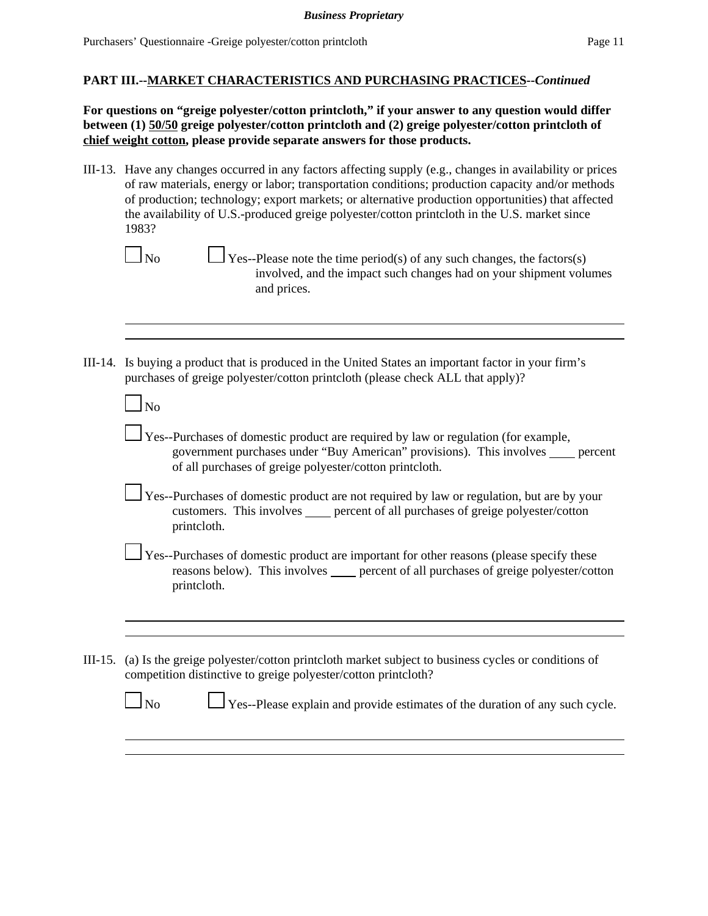**PART III.--MARKET CHARACTERISTICS AND PURCHASING PRACTICES--*Continued***

**For questions on "greige polyester/cotton printcloth," if your answer to any question would differ between (1) 50/50 greige polyester/cotton printcloth and (2) greige polyester/cotton printcloth of chief weight cotton, please provide separate answers for those products.**

III-13. Have any changes occurred in any factors affecting supply (e.g., changes in availability or prices of raw materials, energy or labor; transportation conditions; production capacity and/or methods of production; technology; export markets; or alternative production opportunities) that affected the availability of U.S.-produced greige polyester/cotton printcloth in the U.S. market since 1983?

☐ No ☐ Yes--Please note the time period(s) of any such changes, the factors(s) involved, and the impact such changes had on your shipment volumes and prices.

______________________________________________________________________

______________________________________________________________________

III-14. Is buying a product that is produced in the United States an important factor in your firm's purchases of greige polyester/cotton printcloth (please check ALL that apply)?

☐ No

☐ Yes--Purchases of domestic product are required by law or regulation (for example, government purchases under "Buy American" provisions). This involves ____ percent of all purchases of greige polyester/cotton printcloth.

☐ Yes--Purchases of domestic product are not required by law or regulation, but are by your customers. This involves ____ percent of all purchases of greige polyester/cotton printcloth.

☐ Yes--Purchases of domestic product are important for other reasons (please specify these reasons below). This involves ____ percent of all purchases of greige polyester/cotton printcloth.

______________________________________________________________________

______________________________________________________________________

III-15. (a) Is the greige polyester/cotton printcloth market subject to business cycles or conditions of competition distinctive to greige polyester/cotton printcloth?

☐ No ☐ Yes--Please explain and provide estimates of the duration of any such cycle.

______________________________________________________________________

______________________________________________________________________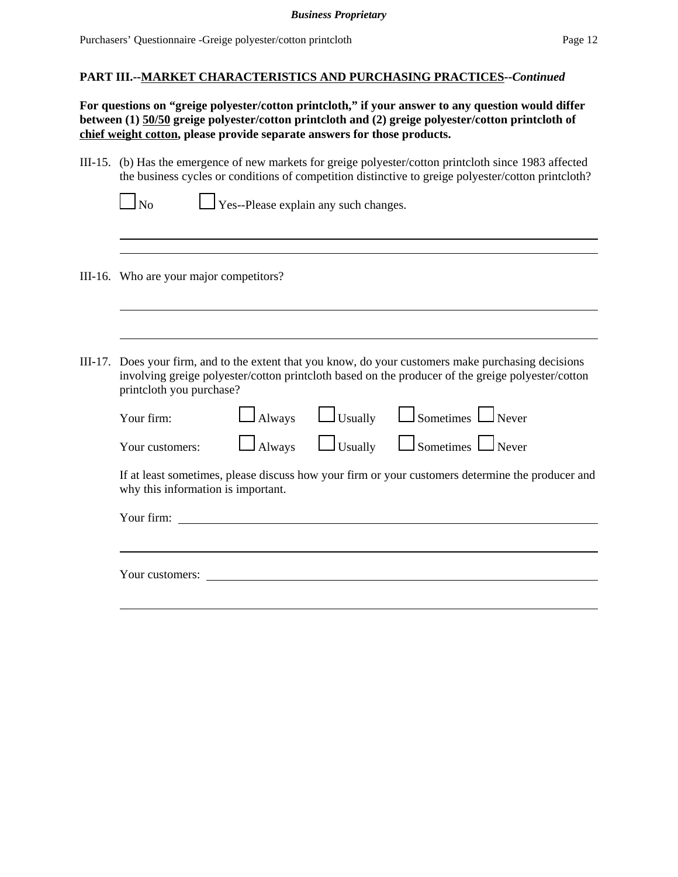**PART III.--MARKET CHARACTERISTICS AND PURCHASING PRACTICES--*Continued***

**For questions on "greige polyester/cotton printcloth," if your answer to any question would differ between (1) 50/50 greige polyester/cotton printcloth and (2) greige polyester/cotton printcloth of chief weight cotton, please provide separate answers for those products.**

III-15. (b) Has the emergence of new markets for greige polyester/cotton printcloth since 1983 affected the business cycles or conditions of competition distinctive to greige polyester/cotton printcloth?

☐ No ☐ Yes--Please explain any such changes.

\_\_\_\_\_\_\_\_\_\_\_\_\_\_\_\_\_\_\_\_\_\_\_\_\_\_\_\_\_\_\_\_\_\_\_\_\_\_\_\_\_\_\_\_\_\_\_\_\_\_\_\_\_\_\_\_\_\_\_\_\_\_\_\_\_\_\_\_\_\_\_\_

\_\_\_\_\_\_\_\_\_\_\_\_\_\_\_\_\_\_\_\_\_\_\_\_\_\_\_\_\_\_\_\_\_\_\_\_\_\_\_\_\_\_\_\_\_\_\_\_\_\_\_\_\_\_\_\_\_\_\_\_\_\_\_\_\_\_\_\_\_\_\_\_

III-16. Who are your major competitors?

\_\_\_\_\_\_\_\_\_\_\_\_\_\_\_\_\_\_\_\_\_\_\_\_\_\_\_\_\_\_\_\_\_\_\_\_\_\_\_\_\_\_\_\_\_\_\_\_\_\_\_\_\_\_\_\_\_\_\_\_\_\_\_\_\_\_\_\_\_\_\_\_

\_\_\_\_\_\_\_\_\_\_\_\_\_\_\_\_\_\_\_\_\_\_\_\_\_\_\_\_\_\_\_\_\_\_\_\_\_\_\_\_\_\_\_\_\_\_\_\_\_\_\_\_\_\_\_\_\_\_\_\_\_\_\_\_\_\_\_\_\_\_\_\_

III-17. Does your firm, and to the extent that you know, do your customers make purchasing decisions involving greige polyester/cotton printcloth based on the producer of the greige polyester/cotton printcloth you purchase?

Your firm: ☐ Always ☐ Usually ☐ Sometimes ☐ Never

Your customers: ☐ Always ☐ Usually ☐ Sometimes ☐ Never

If at least sometimes, please discuss how your firm or your customers determine the producer and why this information is important.

Your firm: \_\_\_\_\_\_\_\_\_\_\_\_\_\_\_\_\_\_\_\_\_\_\_\_\_\_\_\_\_\_\_\_\_\_\_\_\_\_\_\_\_\_\_\_\_\_\_\_\_\_\_\_\_\_\_\_\_\_\_\_\_\_\_\_

\_\_\_\_\_\_\_\_\_\_\_\_\_\_\_\_\_\_\_\_\_\_\_\_\_\_\_\_\_\_\_\_\_\_\_\_\_\_\_\_\_\_\_\_\_\_\_\_\_\_\_\_\_\_\_\_\_\_\_\_\_\_\_\_\_\_\_\_\_\_\_\_

Your customers: \_\_\_\_\_\_\_\_\_\_\_\_\_\_\_\_\_\_\_\_\_\_\_\_\_\_\_\_\_\_\_\_\_\_\_\_\_\_\_\_\_\_\_\_\_\_\_\_\_\_\_\_\_\_\_\_\_\_\_\_

\_\_\_\_\_\_\_\_\_\_\_\_\_\_\_\_\_\_\_\_\_\_\_\_\_\_\_\_\_\_\_\_\_\_\_\_\_\_\_\_\_\_\_\_\_\_\_\_\_\_\_\_\_\_\_\_\_\_\_\_\_\_\_\_\_\_\_\_\_\_\_\_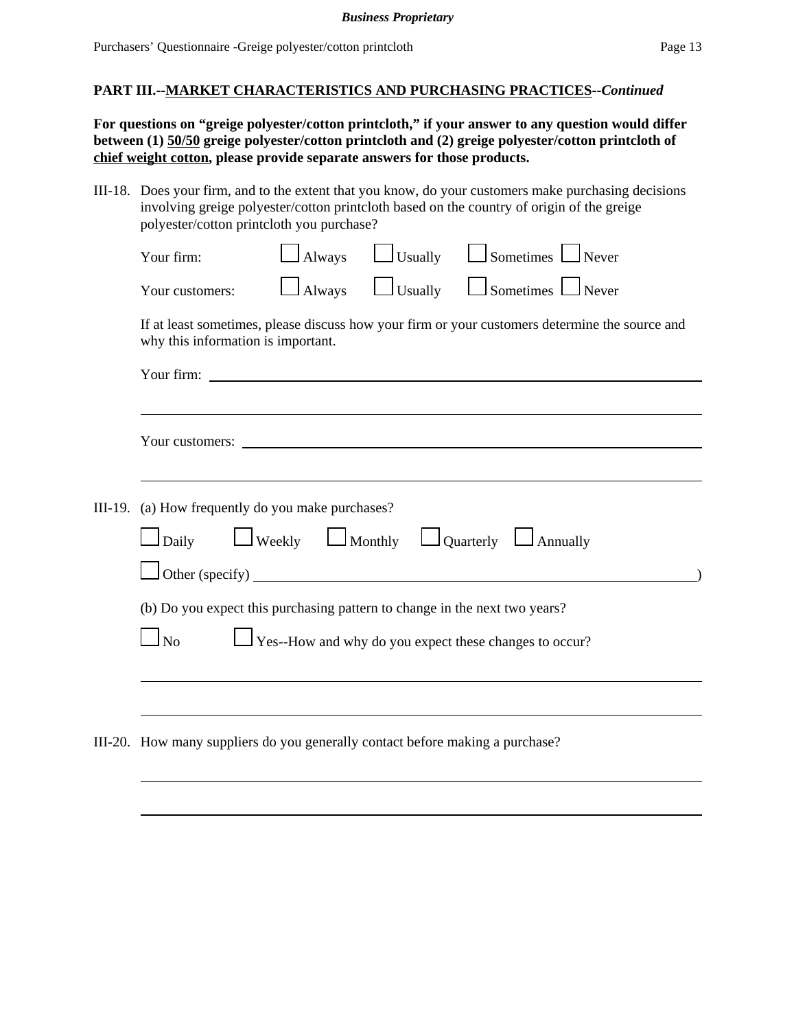**PART III.--MARKET CHARACTERISTICS AND PURCHASING PRACTICES--*Continued***

**For questions on "greige polyester/cotton printcloth," if your answer to any question would differ between (1) 50/50 greige polyester/cotton printcloth and (2) greige polyester/cotton printcloth of chief weight cotton, please provide separate answers for those products.**

III-18. Does your firm, and to the extent that you know, do your customers make purchasing decisions involving greige polyester/cotton printcloth based on the country of origin of the greige polyester/cotton printcloth you purchase?

Your firm: ☐ Always ☐ Usually ☐ Sometimes ☐ Never

Your customers: ☐ Always ☐ Usually ☐ Sometimes ☐ Never

If at least sometimes, please discuss how your firm or your customers determine the source and why this information is important.

Your firm: ______________________________________________________________

______________________________________________________________

Your customers: ______________________________________________________________

______________________________________________________________

III-19. (a) How frequently do you make purchases?

☐ Daily ☐ Weekly ☐ Monthly ☐ Quarterly ☐ Annually

☐ Other (specify) ______________________________________________________________)

(b) Do you expect this purchasing pattern to change in the next two years?

☐ No ☐ Yes--How and why do you expect these changes to occur?

______________________________________________________________

______________________________________________________________

III-20. How many suppliers do you generally contact before making a purchase?

______________________________________________________________

______________________________________________________________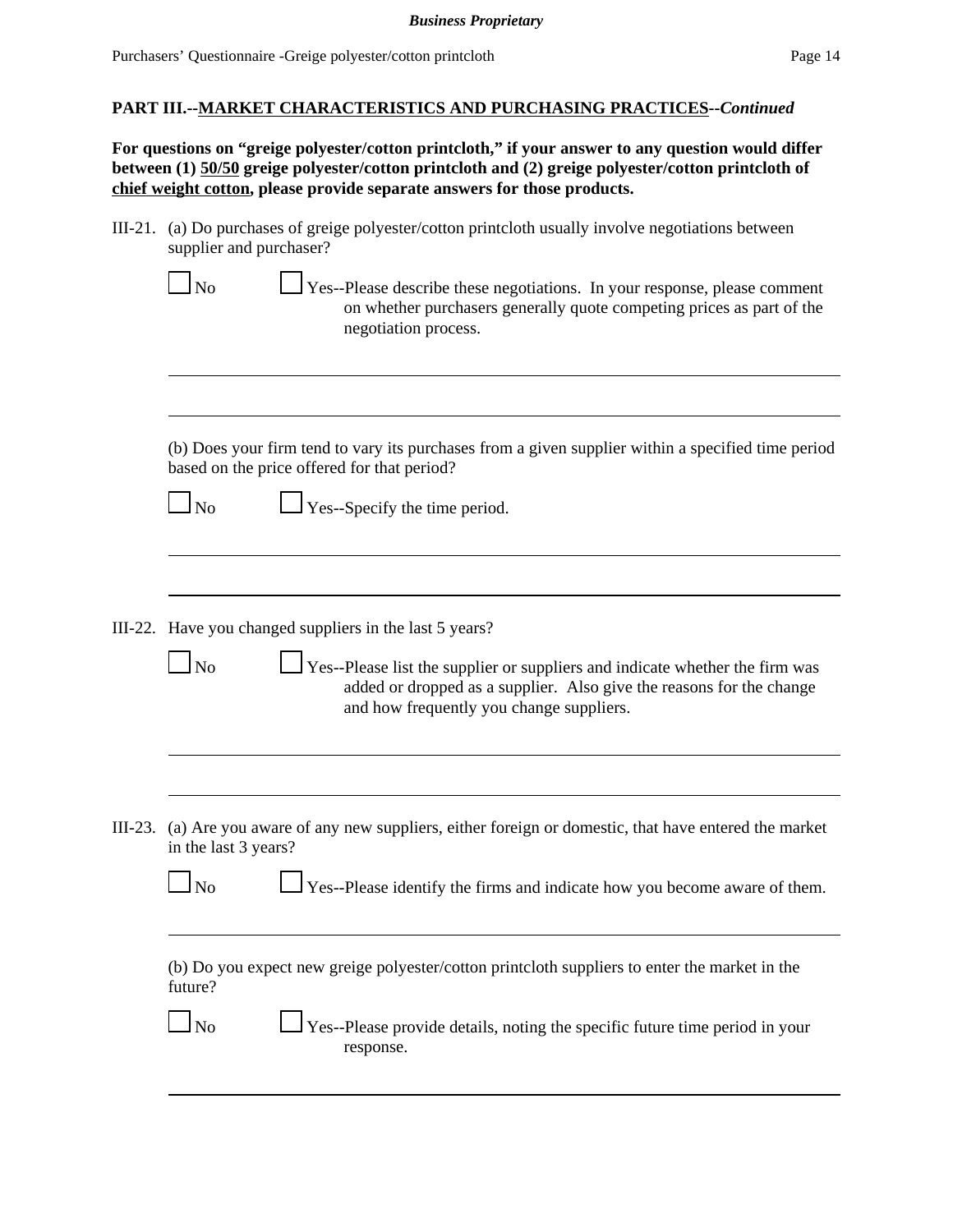**Business Proprietary**

## PART III.--MARKET CHARACTERISTICS AND PURCHASING PRACTICES--*Continued*

**For questions on "greige polyester/cotton printcloth," if your answer to any question would differ between (1) 50/50 greige polyester/cotton printcloth and (2) greige polyester/cotton printcloth of chief weight cotton, please provide separate answers for those products.**

III-21. (a) Do purchases of greige polyester/cotton printcloth usually involve negotiations between supplier and purchaser?

☐ No ☐ Yes--Please describe these negotiations. In your response, please comment on whether purchasers generally quote competing prices as part of the negotiation process.

______________________________________________________________________

______________________________________________________________________

(b) Does your firm tend to vary its purchases from a given supplier within a specified time period based on the price offered for that period?

☐ No ☐ Yes--Specify the time period.

______________________________________________________________________

______________________________________________________________________

III-22. Have you changed suppliers in the last 5 years?

☐ No ☐ Yes--Please list the supplier or suppliers and indicate whether the firm was added or dropped as a supplier. Also give the reasons for the change and how frequently you change suppliers.

______________________________________________________________________

______________________________________________________________________

III-23. (a) Are you aware of any new suppliers, either foreign or domestic, that have entered the market in the last 3 years?

☐ No ☐ Yes--Please identify the firms and indicate how you become aware of them.

______________________________________________________________________

(b) Do you expect new greige polyester/cotton printcloth suppliers to enter the market in the future?

☐ No ☐ Yes--Please provide details, noting the specific future time period in your response.

______________________________________________________________________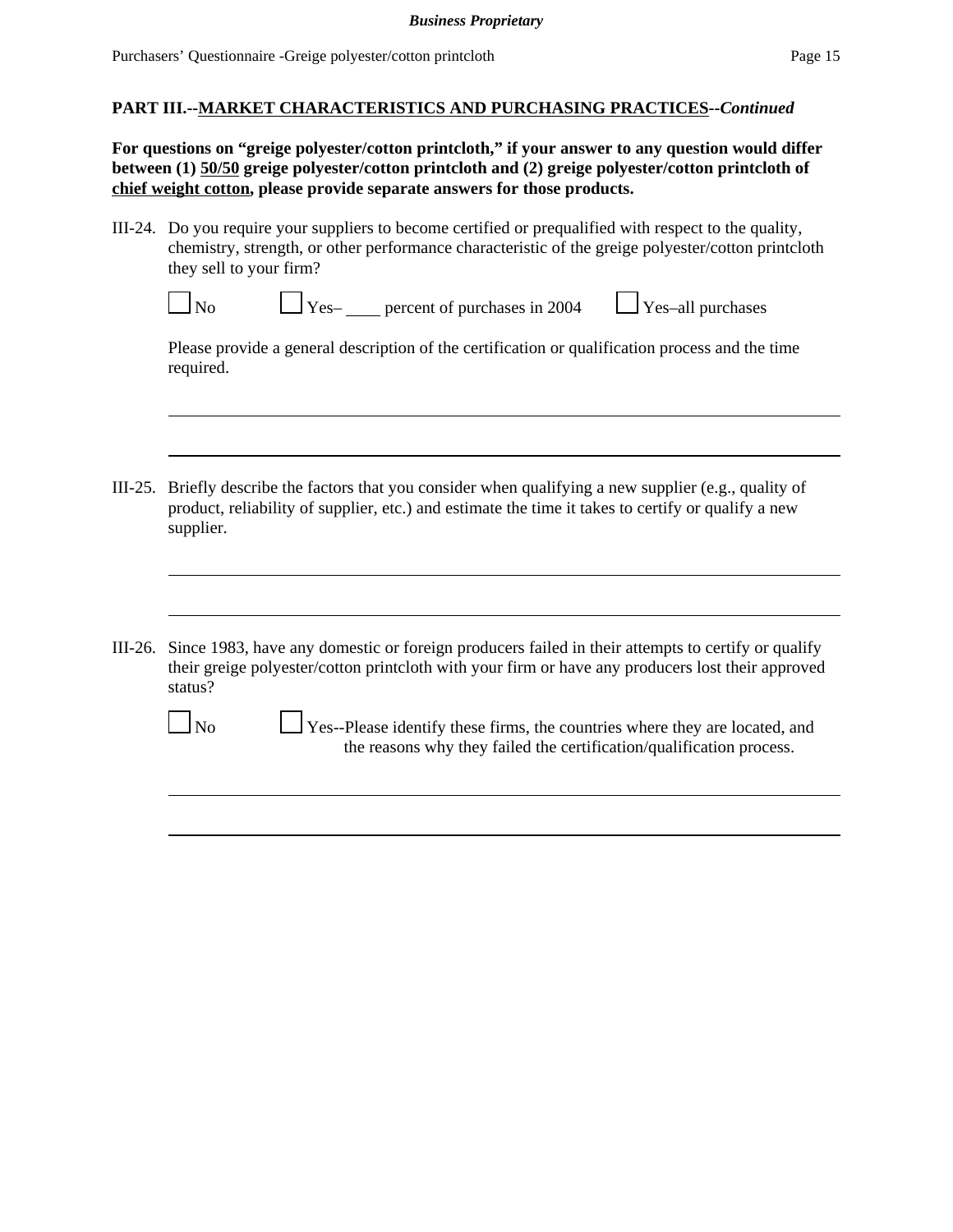**PART III.--MARKET CHARACTERISTICS AND PURCHASING PRACTICES--*Continued***

**For questions on "greige polyester/cotton printcloth," if your answer to any question would differ between (1) 50/50 greige polyester/cotton printcloth and (2) greige polyester/cotton printcloth of chief weight cotton, please provide separate answers for those products.**

III-24. Do you require your suppliers to become certified or prequalified with respect to the quality, chemistry, strength, or other performance characteristic of the greige polyester/cotton printcloth they sell to your firm?

☐ No ☐ Yes– ____ percent of purchases in 2004 ☐ Yes–all purchases

Please provide a general description of the certification or qualification process and the time required.

______________________________________________________________________________

______________________________________________________________________________

III-25. Briefly describe the factors that you consider when qualifying a new supplier (e.g., quality of product, reliability of supplier, etc.) and estimate the time it takes to certify or qualify a new supplier.

______________________________________________________________________________

______________________________________________________________________________

III-26. Since 1983, have any domestic or foreign producers failed in their attempts to certify or qualify their greige polyester/cotton printcloth with your firm or have any producers lost their approved status?

☐ No ☐ Yes--Please identify these firms, the countries where they are located, and the reasons why they failed the certification/qualification process.

______________________________________________________________________________

______________________________________________________________________________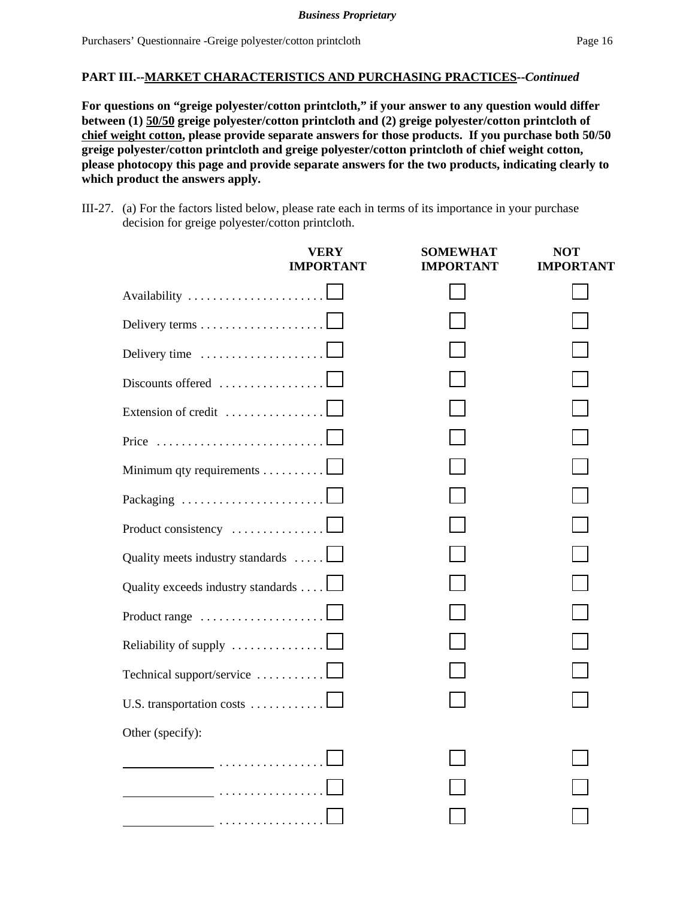**PART III.--MARKET CHARACTERISTICS AND PURCHASING PRACTICES--*Continued***

**For questions on "greige polyester/cotton printcloth," if your answer to any question would differ between (1) 50/50 greige polyester/cotton printcloth and (2) greige polyester/cotton printcloth of chief weight cotton, please provide separate answers for those products. If you purchase both 50/50 greige polyester/cotton printcloth and greige polyester/cotton printcloth of chief weight cotton, please photocopy this page and provide separate answers for the two products, indicating clearly to which product the answers apply.**

III-27. (a) For the factors listed below, please rate each in terms of its importance in your purchase decision for greige polyester/cotton printcloth.

| | VERY IMPORTANT | SOMEWHAT IMPORTANT | NOT IMPORTANT |
|---|---|---|---|
| Availability | ☐ | ☐ | ☐ |
| Delivery terms | ☐ | ☐ | ☐ |
| Delivery time | ☐ | ☐ | ☐ |
| Discounts offered | ☐ | ☐ | ☐ |
| Extension of credit | ☐ | ☐ | ☐ |
| Price | ☐ | ☐ | ☐ |
| Minimum qty requirements | ☐ | ☐ | ☐ |
| Packaging | ☐ | ☐ | ☐ |
| Product consistency | ☐ | ☐ | ☐ |
| Quality meets industry standards | ☐ | ☐ | ☐ |
| Quality exceeds industry standards | ☐ | ☐ | ☐ |
| Product range | ☐ | ☐ | ☐ |
| Reliability of supply | ☐ | ☐ | ☐ |
| Technical support/service | ☐ | ☐ | ☐ |
| U.S. transportation costs | ☐ | ☐ | ☐ |
| Other (specify): | | | |
| ______________ | ☐ | ☐ | ☐ |
| ______________ | ☐ | ☐ | ☐ |
| ______________ | ☐ | ☐ | ☐ |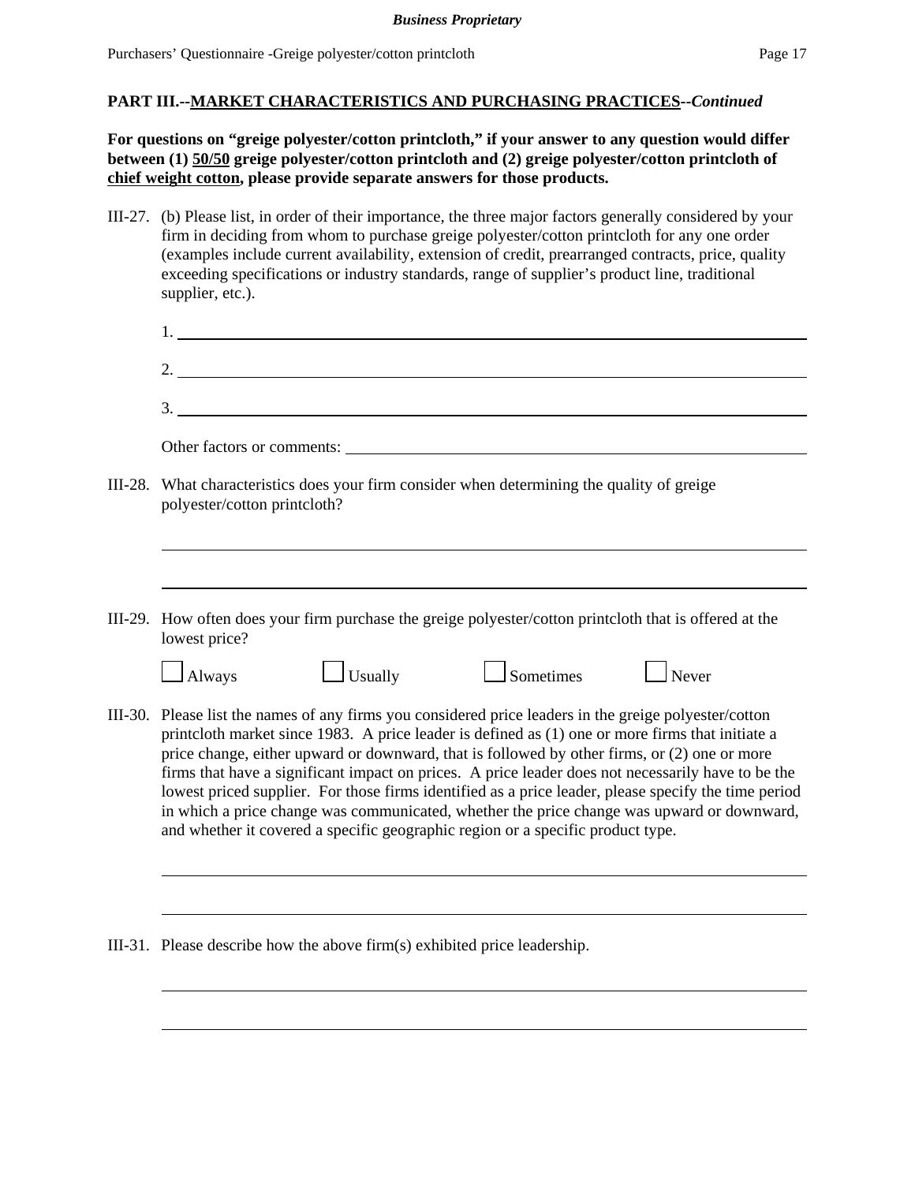**PART III.--MARKET CHARACTERISTICS AND PURCHASING PRACTICES--*Continued***

**For questions on "greige polyester/cotton printcloth," if your answer to any question would differ between (1) 50/50 greige polyester/cotton printcloth and (2) greige polyester/cotton printcloth of chief weight cotton, please provide separate answers for those products.**

III-27. (b) Please list, in order of their importance, the three major factors generally considered by your firm in deciding from whom to purchase greige polyester/cotton printcloth for any one order (examples include current availability, extension of credit, prearranged contracts, price, quality exceeding specifications or industry standards, range of supplier's product line, traditional supplier, etc.).

1. ____________________

2. ____________________

3. ____________________

Other factors or comments: ____________________

III-28. What characteristics does your firm consider when determining the quality of greige polyester/cotton printcloth?

____________________

____________________

III-29. How often does your firm purchase the greige polyester/cotton printcloth that is offered at the lowest price?

☐ Always ☐ Usually ☐ Sometimes ☐ Never

III-30. Please list the names of any firms you considered price leaders in the greige polyester/cotton printcloth market since 1983. A price leader is defined as (1) one or more firms that initiate a price change, either upward or downward, that is followed by other firms, or (2) one or more firms that have a significant impact on prices. A price leader does not necessarily have to be the lowest priced supplier. For those firms identified as a price leader, please specify the time period in which a price change was communicated, whether the price change was upward or downward, and whether it covered a specific geographic region or a specific product type.

____________________

____________________

III-31. Please describe how the above firm(s) exhibited price leadership.

____________________

____________________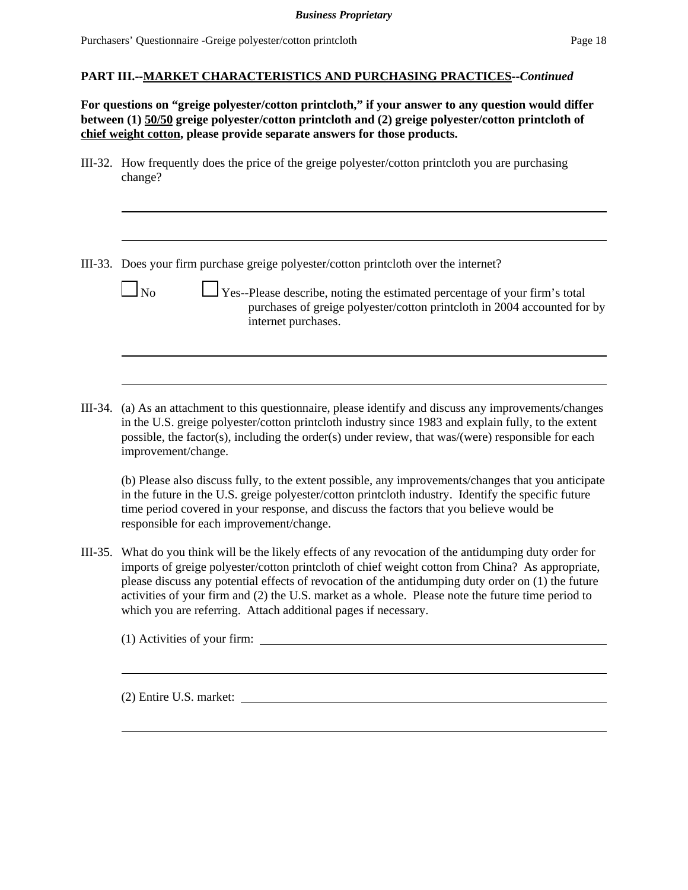**PART III.--MARKET CHARACTERISTICS AND PURCHASING PRACTICES--*Continued***

**For questions on "greige polyester/cotton printcloth," if your answer to any question would differ between (1) 50/50 greige polyester/cotton printcloth and (2) greige polyester/cotton printcloth of chief weight cotton, please provide separate answers for those products.**

III-32. How frequently does the price of the greige polyester/cotton printcloth you are purchasing change?

______________________________________________________________________

______________________________________________________________________

III-33. Does your firm purchase greige polyester/cotton printcloth over the internet?

☐ No ☐ Yes--Please describe, noting the estimated percentage of your firm's total purchases of greige polyester/cotton printcloth in 2004 accounted for by internet purchases.

______________________________________________________________________

______________________________________________________________________

III-34. (a) As an attachment to this questionnaire, please identify and discuss any improvements/changes in the U.S. greige polyester/cotton printcloth industry since 1983 and explain fully, to the extent possible, the factor(s), including the order(s) under review, that was/(were) responsible for each improvement/change.

(b) Please also discuss fully, to the extent possible, any improvements/changes that you anticipate in the future in the U.S. greige polyester/cotton printcloth industry. Identify the specific future time period covered in your response, and discuss the factors that you believe would be responsible for each improvement/change.

III-35. What do you think will be the likely effects of any revocation of the antidumping duty order for imports of greige polyester/cotton printcloth of chief weight cotton from China? As appropriate, please discuss any potential effects of revocation of the antidumping duty order on (1) the future activities of your firm and (2) the U.S. market as a whole. Please note the future time period to which you are referring. Attach additional pages if necessary.

(1) Activities of your firm: ______________________________________________

______________________________________________________________________

(2) Entire U.S. market: __________________________________________________

______________________________________________________________________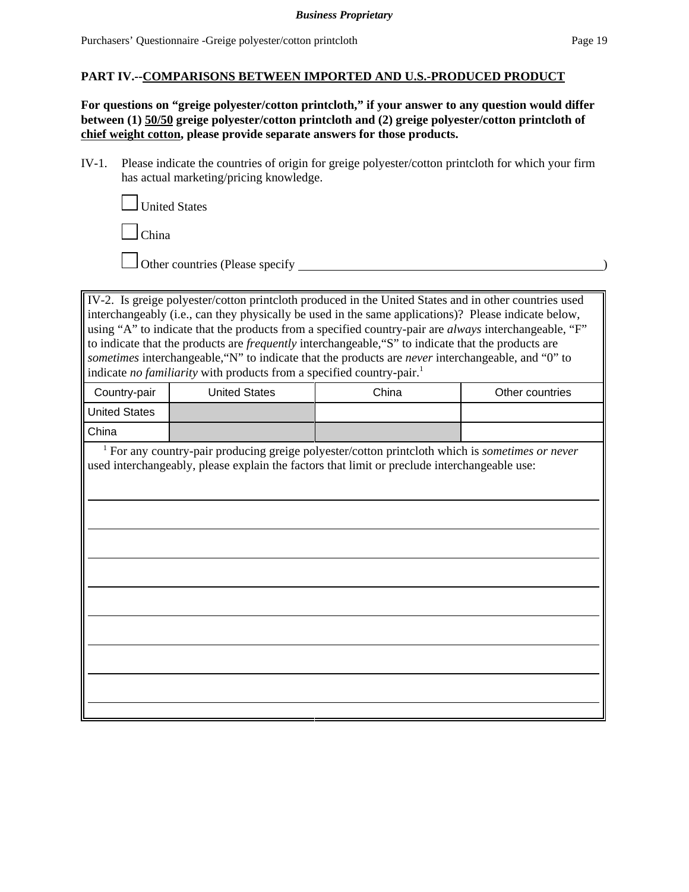## PART IV.--COMPARISONS BETWEEN IMPORTED AND U.S.-PRODUCED PRODUCT

**For questions on "greige polyester/cotton printcloth," if your answer to any question would differ between (1) 50/50 greige polyester/cotton printcloth and (2) greige polyester/cotton printcloth of chief weight cotton, please provide separate answers for those products.**

IV-1. Please indicate the countries of origin for greige polyester/cotton printcloth for which your firm has actual marketing/pricing knowledge.

☐ United States

☐ China

☐ Other countries (Please specify ______________________________)

IV-2. Is greige polyester/cotton printcloth produced in the United States and in other countries used interchangeably (i.e., can they physically be used in the same applications)? Please indicate below, using "A" to indicate that the products from a specified country-pair are *always* interchangeable, "F" to indicate that the products are *frequently* interchangeable, "S" to indicate that the products are *sometimes* interchangeable, "N" to indicate that the products are *never* interchangeable, and "0" to indicate *no familiarity* with products from a specified country-pair.[1]

| Country-pair | United States | China | Other countries |
|---|---|---|---|
| United States | | | |
| China | | | |

[1] For any country-pair producing greige polyester/cotton printcloth which is *sometimes or never* used interchangeably, please explain the factors that limit or preclude interchangeable use:

______________________________

______________________________

______________________________

______________________________

______________________________

______________________________

______________________________

______________________________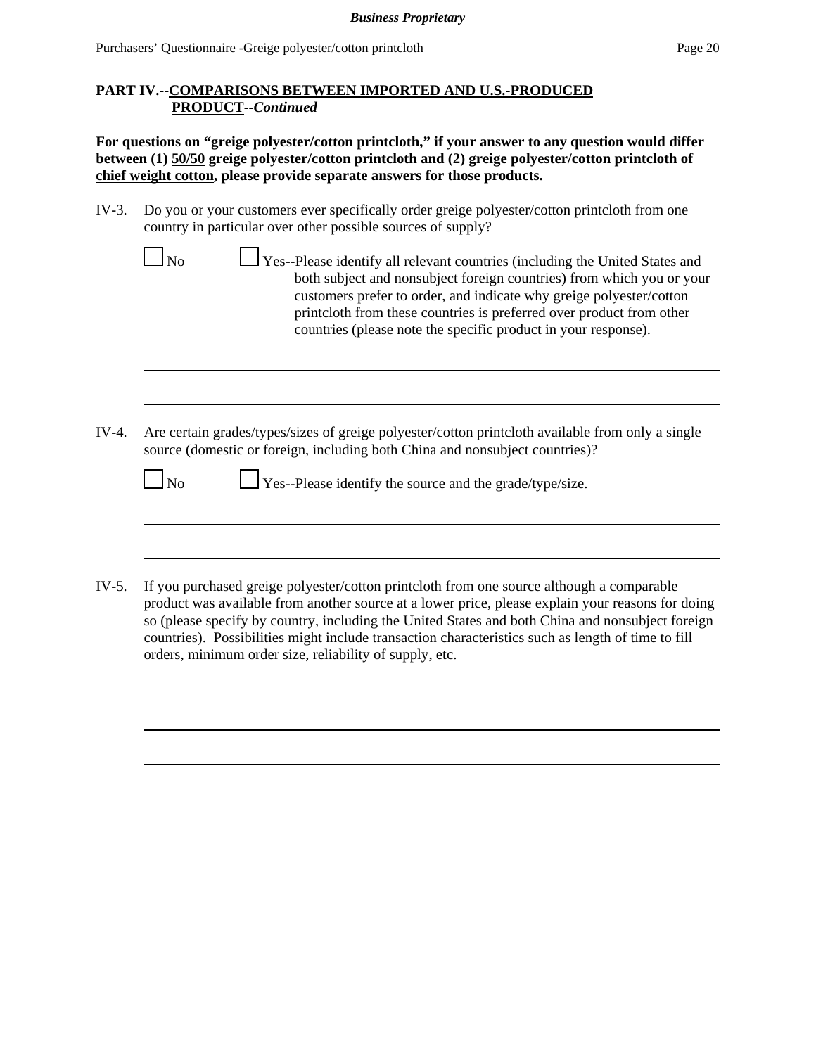## PART IV.--COMPARISONS BETWEEN IMPORTED AND U.S.-PRODUCED PRODUCT--*Continued*

**For questions on "greige polyester/cotton printcloth," if your answer to any question would differ between (1) 50/50 greige polyester/cotton printcloth and (2) greige polyester/cotton printcloth of chief weight cotton, please provide separate answers for those products.**

IV-3. Do you or your customers ever specifically order greige polyester/cotton printcloth from one country in particular over other possible sources of supply?

☐ No ☐ Yes--Please identify all relevant countries (including the United States and both subject and nonsubject foreign countries) from which you or your customers prefer to order, and indicate why greige polyester/cotton printcloth from these countries is preferred over product from other countries (please note the specific product in your response).

______________________________________________________________________

______________________________________________________________________

IV-4. Are certain grades/types/sizes of greige polyester/cotton printcloth available from only a single source (domestic or foreign, including both China and nonsubject countries)?

☐ No ☐ Yes--Please identify the source and the grade/type/size.

______________________________________________________________________

______________________________________________________________________

IV-5. If you purchased greige polyester/cotton printcloth from one source although a comparable product was available from another source at a lower price, please explain your reasons for doing so (please specify by country, including the United States and both China and nonsubject foreign countries). Possibilities might include transaction characteristics such as length of time to fill orders, minimum order size, reliability of supply, etc.

______________________________________________________________________

______________________________________________________________________

______________________________________________________________________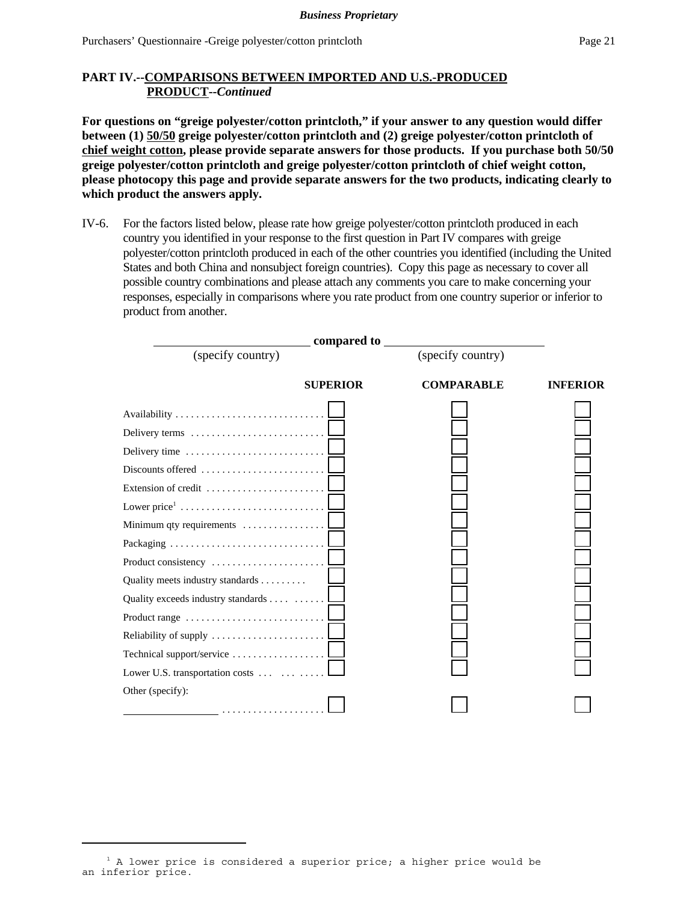**PART IV.--COMPARISONS BETWEEN IMPORTED AND U.S.-PRODUCED PRODUCT--*Continued***

**For questions on "greige polyester/cotton printcloth," if your answer to any question would differ between (1) 50/50 greige polyester/cotton printcloth and (2) greige polyester/cotton printcloth of chief weight cotton, please provide separate answers for those products. If you purchase both 50/50 greige polyester/cotton printcloth and greige polyester/cotton printcloth of chief weight cotton, please photocopy this page and provide separate answers for the two products, indicating clearly to which product the answers apply.**

IV-6. For the factors listed below, please rate how greige polyester/cotton printcloth produced in each country you identified in your response to the first question in Part IV compares with greige polyester/cotton printcloth produced in each of the other countries you identified (including the United States and both China and nonsubject foreign countries). Copy this page as necessary to cover all possible country combinations and please attach any comments you care to make concerning your responses, especially in comparisons where you rate product from one country superior or inferior to product from another.

________________ **compared to** ________________
(specify country) (specify country)

| | **SUPERIOR** | **COMPARABLE** | **INFERIOR** |
|---|---|---|---|
| Availability | ☐ | ☐ | ☐ |
| Delivery terms | ☐ | ☐ | ☐ |
| Delivery time | ☐ | ☐ | ☐ |
| Discounts offered | ☐ | ☐ | ☐ |
| Extension of credit | ☐ | ☐ | ☐ |
| Lower price[1] | ☐ | ☐ | ☐ |
| Minimum qty requirements | ☐ | ☐ | ☐ |
| Packaging | ☐ | ☐ | ☐ |
| Product consistency | ☐ | ☐ | ☐ |
| Quality meets industry standards | ☐ | ☐ | ☐ |
| Quality exceeds industry standards | ☐ | ☐ | ☐ |
| Product range | ☐ | ☐ | ☐ |
| Reliability of supply | ☐ | ☐ | ☐ |
| Technical support/service | ☐ | ☐ | ☐ |
| Lower U.S. transportation costs | ☐ | ☐ | ☐ |
| Other (specify): ________________ | ☐ | ☐ | ☐ |

[1] A lower price is considered a superior price; a higher price would be an inferior price.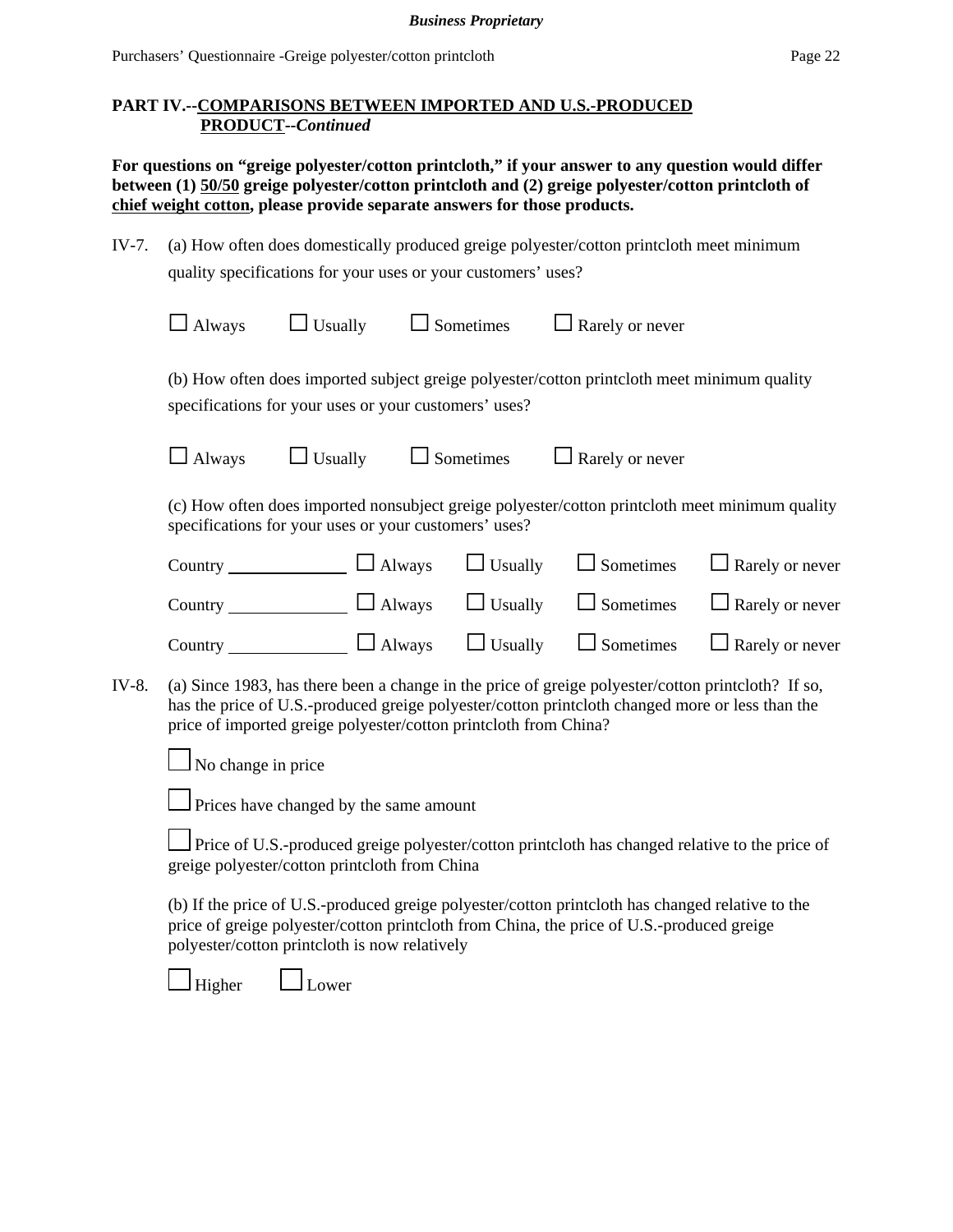## PART IV.--COMPARISONS BETWEEN IMPORTED AND U.S.-PRODUCED PRODUCT--*Continued*

**For questions on "greige polyester/cotton printcloth," if your answer to any question would differ between (1) 50/50 greige polyester/cotton printcloth and (2) greige polyester/cotton printcloth of chief weight cotton, please provide separate answers for those products.**

IV-7. (a) How often does domestically produced greige polyester/cotton printcloth meet minimum quality specifications for your uses or your customers' uses?

☐ Always ☐ Usually ☐ Sometimes ☐ Rarely or never

(b) How often does imported subject greige polyester/cotton printcloth meet minimum quality specifications for your uses or your customers' uses?

☐ Always ☐ Usually ☐ Sometimes ☐ Rarely or never

(c) How often does imported nonsubject greige polyester/cotton printcloth meet minimum quality specifications for your uses or your customers' uses?

Country ______________ ☐ Always ☐ Usually ☐ Sometimes ☐ Rarely or never

Country ______________ ☐ Always ☐ Usually ☐ Sometimes ☐ Rarely or never

Country ______________ ☐ Always ☐ Usually ☐ Sometimes ☐ Rarely or never

IV-8. (a) Since 1983, has there been a change in the price of greige polyester/cotton printcloth? If so, has the price of U.S.-produced greige polyester/cotton printcloth changed more or less than the price of imported greige polyester/cotton printcloth from China?

☐ No change in price

☐ Prices have changed by the same amount

☐ Price of U.S.-produced greige polyester/cotton printcloth has changed relative to the price of greige polyester/cotton printcloth from China

(b) If the price of U.S.-produced greige polyester/cotton printcloth has changed relative to the price of greige polyester/cotton printcloth from China, the price of U.S.-produced greige polyester/cotton printcloth is now relatively

☐ Higher ☐ Lower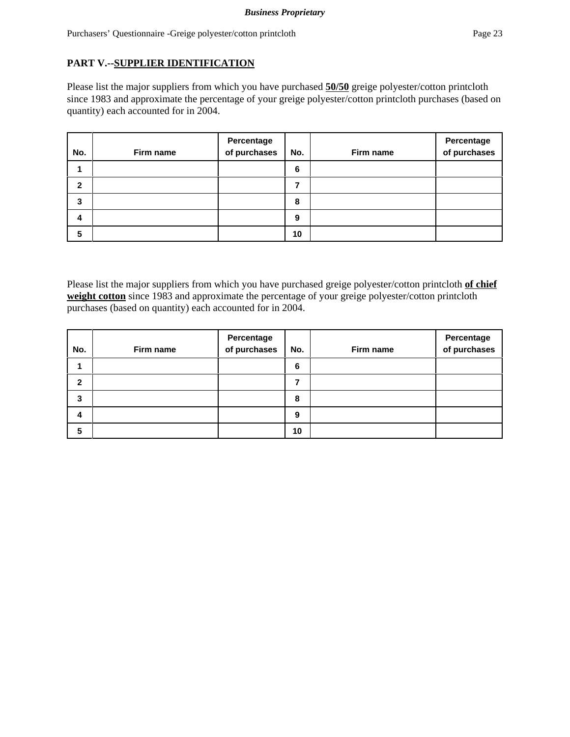## PART V.--SUPPLIER IDENTIFICATION

Please list the major suppliers from which you have purchased **50/50** greige polyester/cotton printcloth since 1983 and approximate the percentage of your greige polyester/cotton printcloth purchases (based on quantity) each accounted for in 2004.

| No. | Firm name | Percentage of purchases | No. | Firm name | Percentage of purchases |
|---|---|---|---|---|---|
| 1 | | | 6 | | |
| 2 | | | 7 | | |
| 3 | | | 8 | | |
| 4 | | | 9 | | |
| 5 | | | 10 | | |

Please list the major suppliers from which you have purchased greige polyester/cotton printcloth **of chief weight cotton** since 1983 and approximate the percentage of your greige polyester/cotton printcloth purchases (based on quantity) each accounted for in 2004.

| No. | Firm name | Percentage of purchases | No. | Firm name | Percentage of purchases |
|---|---|---|---|---|---|
| 1 | | | 6 | | |
| 2 | | | 7 | | |
| 3 | | | 8 | | |
| 4 | | | 9 | | |
| 5 | | | 10 | | |